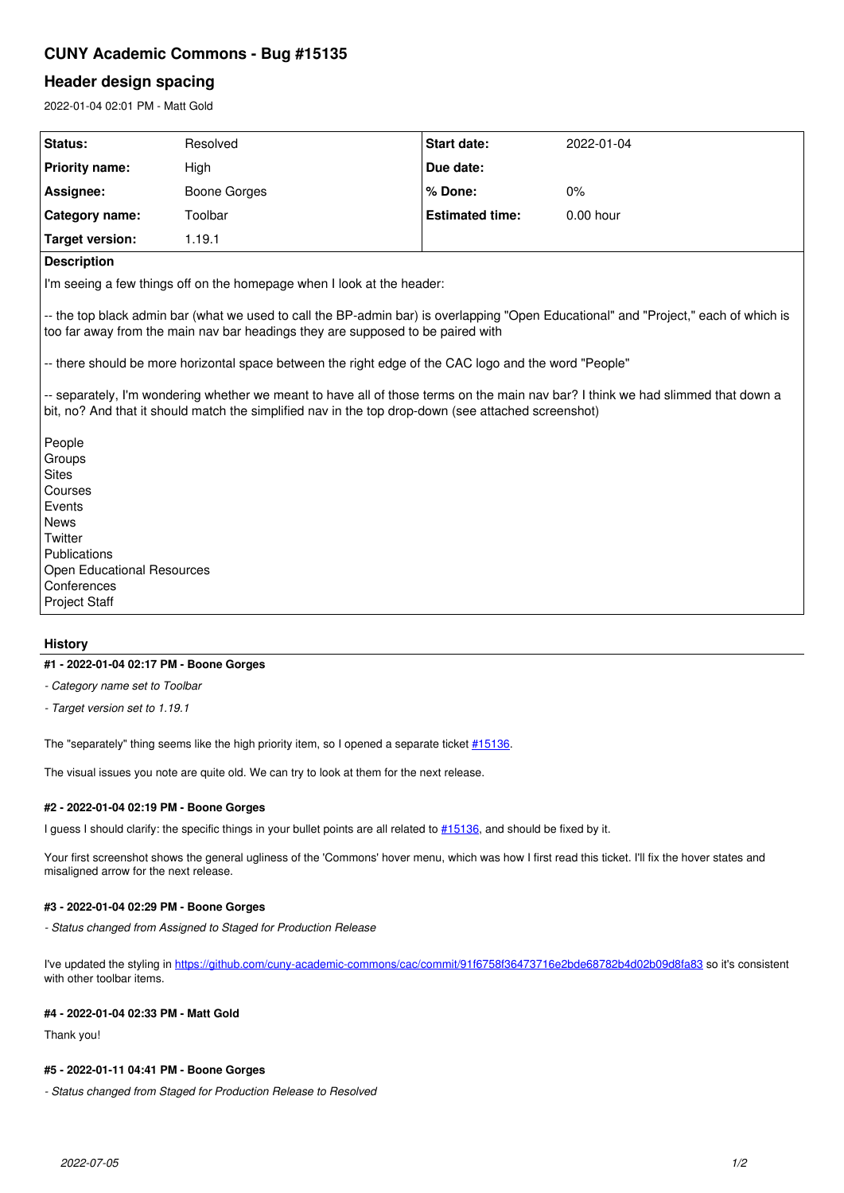# CUNY Academic Commons - Bug #15135

## Header design spacing

2022-01-04 02:01 PM - Matt Gold

| | | | |
|---|---|---|---|
| **Status:** | Resolved | **Start date:** | 2022-01-04 |
| **Priority name:** | High | **Due date:** | |
| **Assignee:** | Boone Gorges | **% Done:** | 0% |
| **Category name:** | Toolbar | **Estimated time:** | 0.00 hour |
| **Target version:** | 1.19.1 | | |

**Description**

I'm seeing a few things off on the homepage when I look at the header:

-- the top black admin bar (what we used to call the BP-admin bar) is overlapping "Open Educational" and "Project," each of which is too far away from the main nav bar headings they are supposed to be paired with

-- there should be more horizontal space between the right edge of the CAC logo and the word "People"

-- separately, I'm wondering whether we meant to have all of those terms on the main nav bar? I think we had slimmed that down a bit, no? And that it should match the simplified nav in the top drop-down (see attached screenshot)

People
Groups
Sites
Courses
Events
News
Twitter
Publications
Open Educational Resources
Conferences
Project Staff

## History

#### #1 - 2022-01-04 02:17 PM - Boone Gorges

*- Category name set to Toolbar*

*- Target version set to 1.19.1*

The "separately" thing seems like the high priority item, so I opened a separate ticket #15136.

The visual issues you note are quite old. We can try to look at them for the next release.

#### #2 - 2022-01-04 02:19 PM - Boone Gorges

I guess I should clarify: the specific things in your bullet points are all related to #15136, and should be fixed by it.

Your first screenshot shows the general ugliness of the 'Commons' hover menu, which was how I first read this ticket. I'll fix the hover states and misaligned arrow for the next release.

#### #3 - 2022-01-04 02:29 PM - Boone Gorges

*- Status changed from Assigned to Staged for Production Release*

I've updated the styling in https://github.com/cuny-academic-commons/cac/commit/91f6758f36473716e2bde68782b4d02b09d8fa83 so it's consistent with other toolbar items.

#### #4 - 2022-01-04 02:33 PM - Matt Gold

Thank you!

#### #5 - 2022-01-11 04:41 PM - Boone Gorges

*- Status changed from Staged for Production Release to Resolved*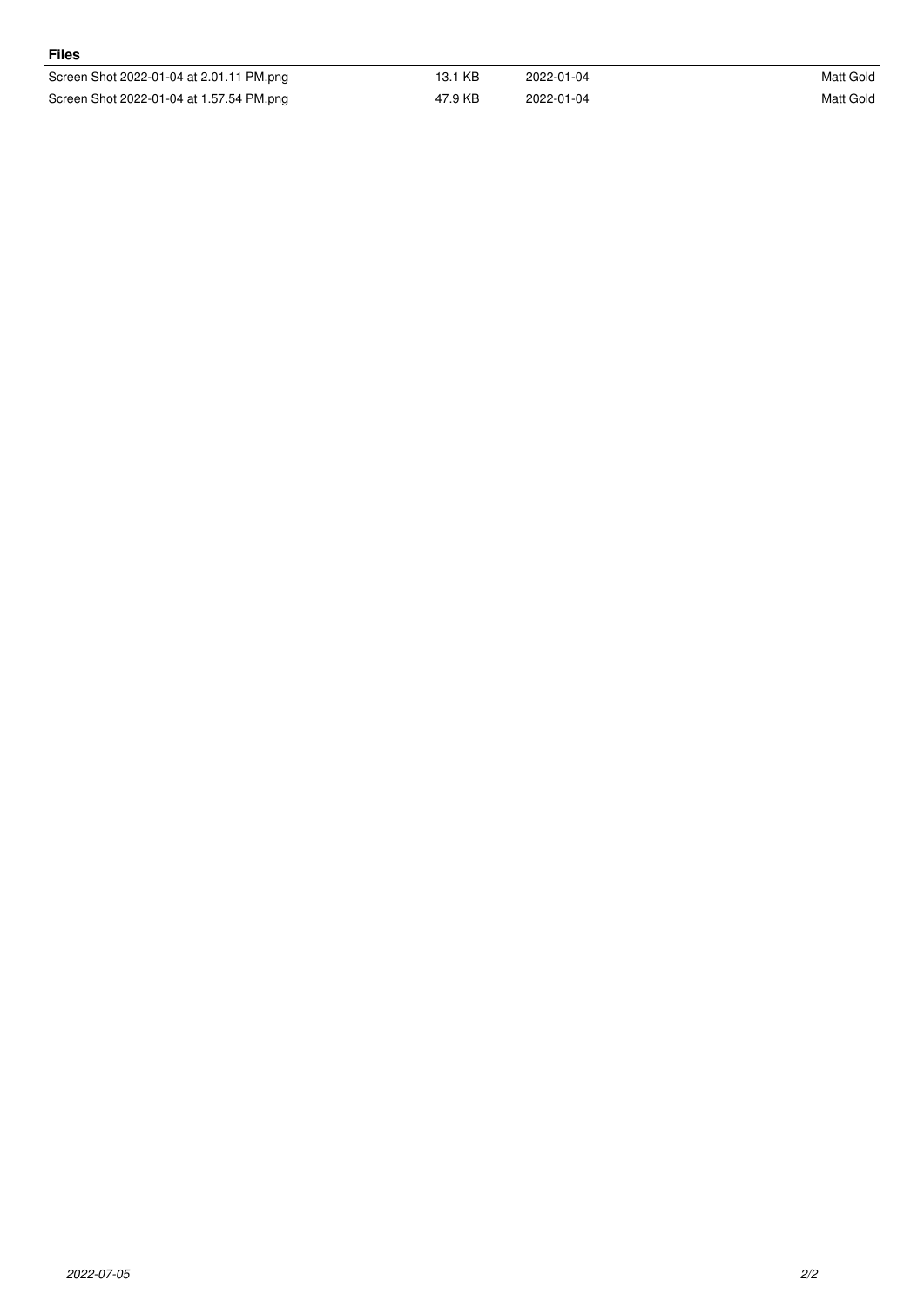**Files**

| | | | |
|---|---|---|---|
| Screen Shot 2022-01-04 at 2.01.11 PM.png | 13.1 KB | 2022-01-04 | Matt Gold |
| Screen Shot 2022-01-04 at 1.57.54 PM.png | 47.9 KB | 2022-01-04 | Matt Gold |